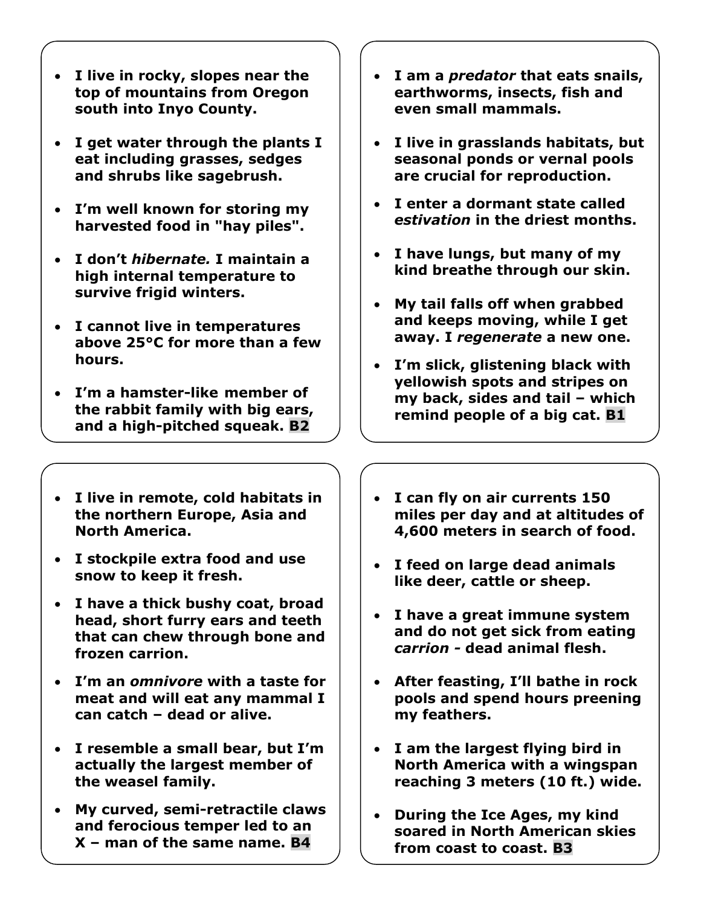- **I live in rocky, slopes near the top of mountains from Oregon south into Inyo County.**
- **I get water through the plants I eat including grasses, sedges and shrubs like sagebrush.**
- **I'm well known for storing my harvested food in "hay piles".**
- **I don't *hibernate.* I maintain a high internal temperature to survive frigid winters.**
- **I cannot live in temperatures above 25°C for more than a few hours.**
- **I'm a hamster-like member of the rabbit family with big ears, and a high-pitched squeak. B2**

---

- **I am a *predator* that eats snails, earthworms, insects, fish and even small mammals.**
- **I live in grasslands habitats, but seasonal ponds or vernal pools are crucial for reproduction.**
- **I enter a dormant state called *estivation* in the driest months.**
- **I have lungs, but many of my kind breathe through our skin.**
- **My tail falls off when grabbed and keeps moving, while I get away. I *regenerate* a new one.**
- **I'm slick, glistening black with yellowish spots and stripes on my back, sides and tail – which remind people of a big cat. B1**

---

- **I live in remote, cold habitats in the northern Europe, Asia and North America.**
- **I stockpile extra food and use snow to keep it fresh.**
- **I have a thick bushy coat, broad head, short furry ears and teeth that can chew through bone and frozen carrion.**
- **I'm an *omnivore* with a taste for meat and will eat any mammal I can catch – dead or alive.**
- **I resemble a small bear, but I'm actually the largest member of the weasel family.**
- **My curved, semi-retractile claws and ferocious temper led to an X – man of the same name. B4**

---

- **I can fly on air currents 150 miles per day and at altitudes of 4,600 meters in search of food.**
- **I feed on large dead animals like deer, cattle or sheep.**
- **I have a great immune system and do not get sick from eating *carrion* - dead animal flesh.**
- **After feasting, I'll bathe in rock pools and spend hours preening my feathers.**
- **I am the largest flying bird in North America with a wingspan reaching 3 meters (10 ft.) wide.**
- **During the Ice Ages, my kind soared in North American skies from coast to coast. B3**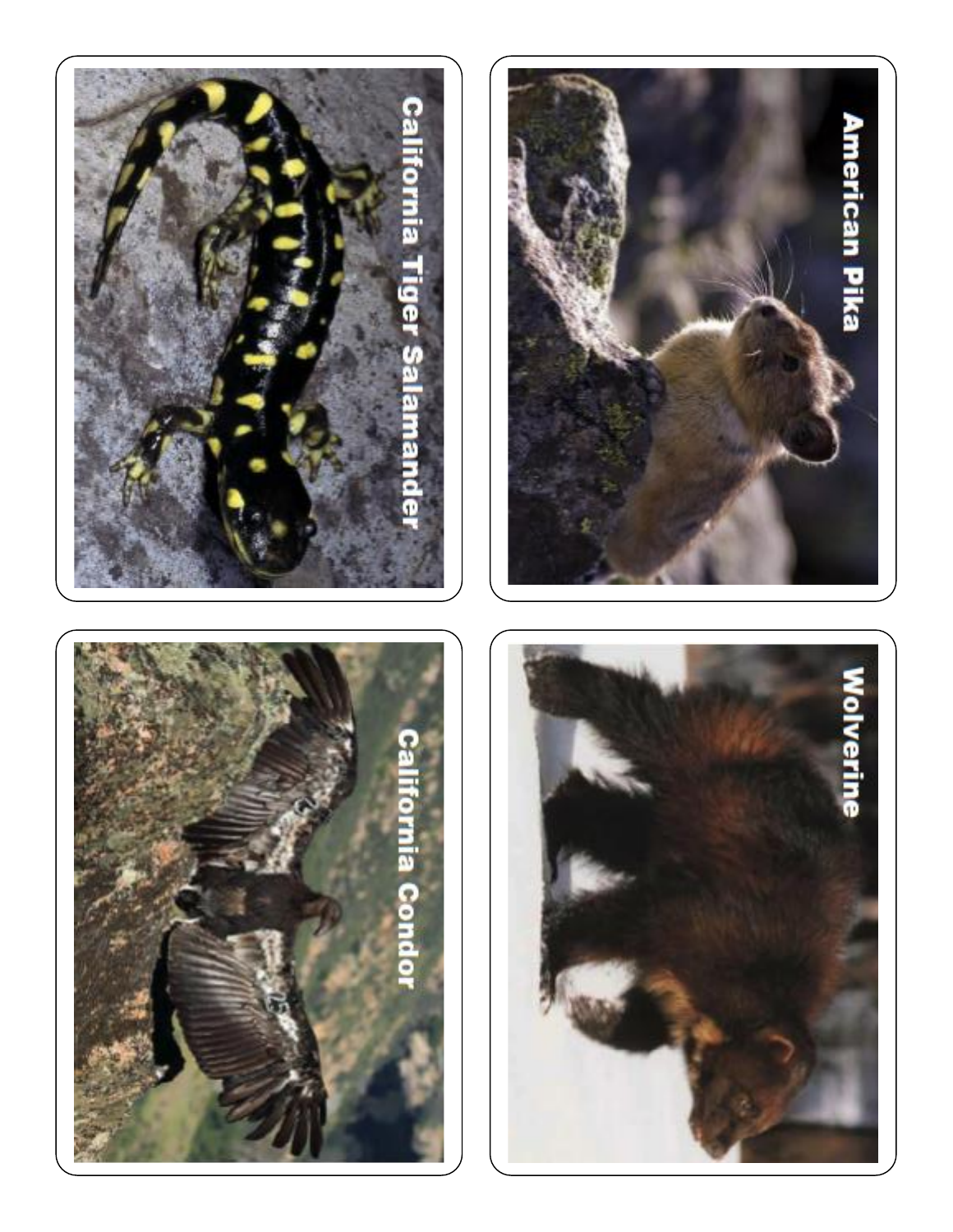California Tiger Salamander

American Pika

California Condor

Wolverine